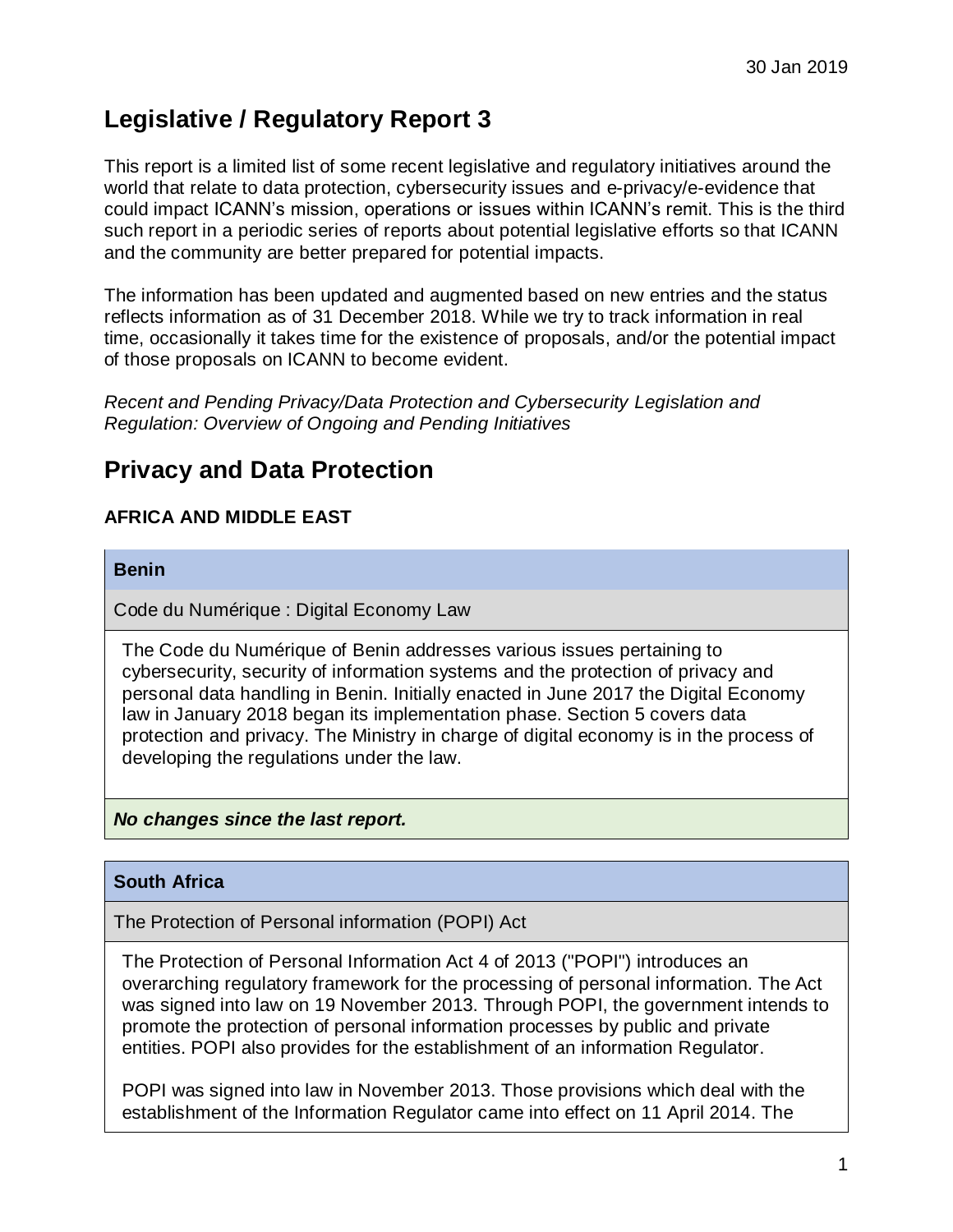30 Jan 2019

# Legislative / Regulatory Report 3

This report is a limited list of some recent legislative and regulatory initiatives around the world that relate to data protection, cybersecurity issues and e-privacy/e-evidence that could impact ICANN's mission, operations or issues within ICANN's remit. This is the third such report in a periodic series of reports about potential legislative efforts so that ICANN and the community are better prepared for potential impacts.

The information has been updated and augmented based on new entries and the status reflects information as of 31 December 2018. While we try to track information in real time, occasionally it takes time for the existence of proposals, and/or the potential impact of those proposals on ICANN to become evident.

*Recent and Pending Privacy/Data Protection and Cybersecurity Legislation and Regulation: Overview of Ongoing and Pending Initiatives*

# Privacy and Data Protection

### AFRICA AND MIDDLE EAST

| **Benin** |
|---|
| Code du Numérique : Digital Economy Law |
| The Code du Numérique of Benin addresses various issues pertaining to cybersecurity, security of information systems and the protection of privacy and personal data handling in Benin. Initially enacted in June 2017 the Digital Economy law in January 2018 began its implementation phase. Section 5 covers data protection and privacy. The Ministry in charge of digital economy is in the process of developing the regulations under the law. |
| ***No changes since the last report.*** |

| **South Africa** |
|---|
| The Protection of Personal information (POPI) Act |
| The Protection of Personal Information Act 4 of 2013 ("POPI") introduces an overarching regulatory framework for the processing of personal information. The Act was signed into law on 19 November 2013. Through POPI, the government intends to promote the protection of personal information processes by public and private entities. POPI also provides for the establishment of an information Regulator.<br><br>POPI was signed into law in November 2013. Those provisions which deal with the establishment of the Information Regulator came into effect on 11 April 2014. The |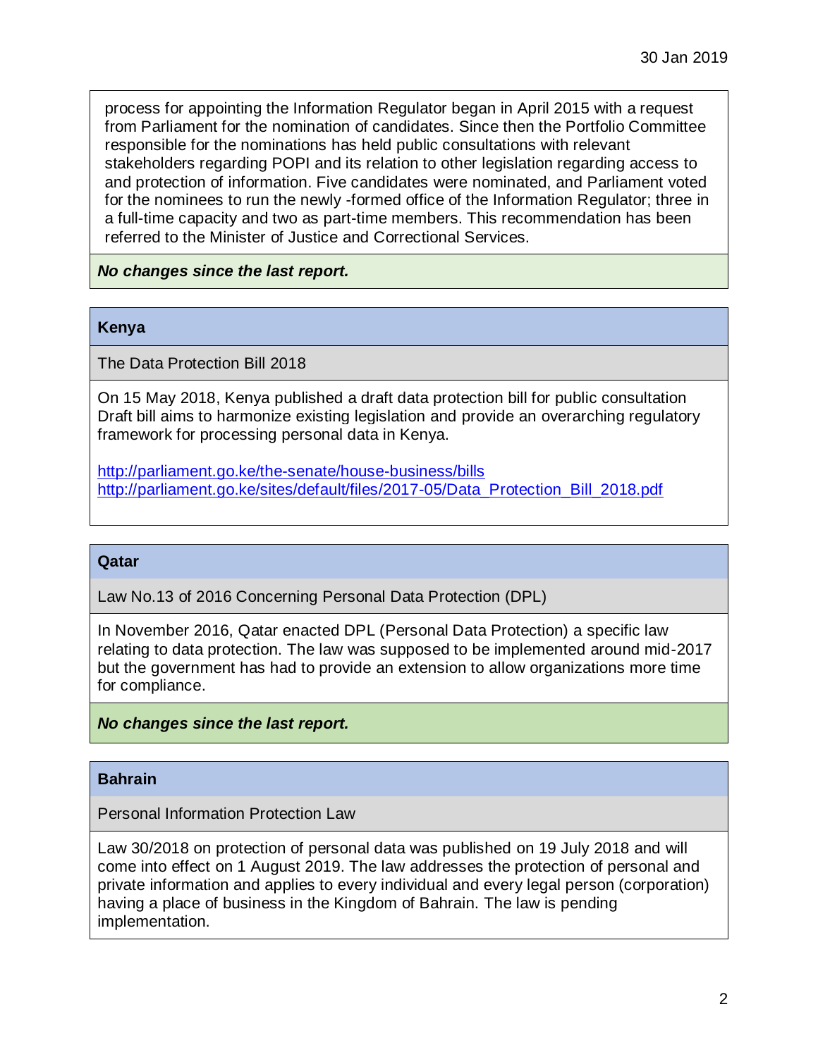process for appointing the Information Regulator began in April 2015 with a request from Parliament for the nomination of candidates. Since then the Portfolio Committee responsible for the nominations has held public consultations with relevant stakeholders regarding POPI and its relation to other legislation regarding access to and protection of information. Five candidates were nominated, and Parliament voted for the nominees to run the newly -formed office of the Information Regulator; three in a full-time capacity and two as part-time members. This recommendation has been referred to the Minister of Justice and Correctional Services.

***No changes since the last report.***

## Kenya

The Data Protection Bill 2018

On 15 May 2018, Kenya published a draft data protection bill for public consultation Draft bill aims to harmonize existing legislation and provide an overarching regulatory framework for processing personal data in Kenya.

http://parliament.go.ke/the-senate/house-business/bills
http://parliament.go.ke/sites/default/files/2017-05/Data_Protection_Bill_2018.pdf

## Qatar

Law No.13 of 2016 Concerning Personal Data Protection (DPL)

In November 2016, Qatar enacted DPL (Personal Data Protection) a specific law relating to data protection. The law was supposed to be implemented around mid-2017 but the government has had to provide an extension to allow organizations more time for compliance.

***No changes since the last report.***

## Bahrain

Personal Information Protection Law

Law 30/2018 on protection of personal data was published on 19 July 2018 and will come into effect on 1 August 2019. The law addresses the protection of personal and private information and applies to every individual and every legal person (corporation) having a place of business in the Kingdom of Bahrain. The law is pending implementation.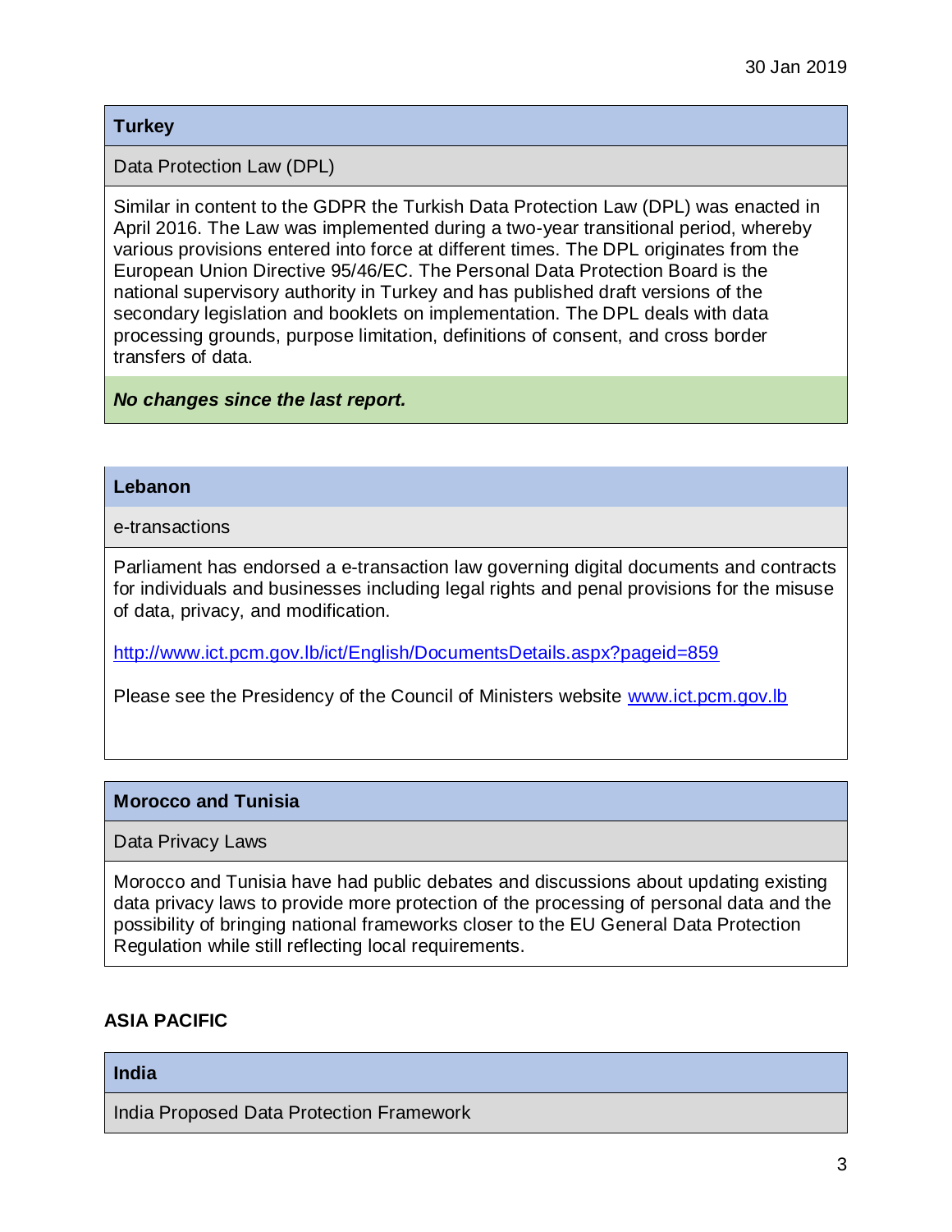30 Jan 2019

| **Turkey** |
|---|
| Data Protection Law (DPL) |
| Similar in content to the GDPR the Turkish Data Protection Law (DPL) was enacted in April 2016. The Law was implemented during a two-year transitional period, whereby various provisions entered into force at different times. The DPL originates from the European Union Directive 95/46/EC. The Personal Data Protection Board is the national supervisory authority in Turkey and has published draft versions of the secondary legislation and booklets on implementation. The DPL deals with data processing grounds, purpose limitation, definitions of consent, and cross border transfers of data. |
| ***No changes since the last report.*** |

| **Lebanon** |
|---|
| e-transactions |
| Parliament has endorsed a e-transaction law governing digital documents and contracts for individuals and businesses including legal rights and penal provisions for the misuse of data, privacy, and modification.<br><br>http://www.ict.pcm.gov.lb/ict/English/DocumentsDetails.aspx?pageid=859<br><br>Please see the Presidency of the Council of Ministers website www.ict.pcm.gov.lb |

| **Morocco and Tunisia** |
|---|
| Data Privacy Laws |
| Morocco and Tunisia have had public debates and discussions about updating existing data privacy laws to provide more protection of the processing of personal data and the possibility of bringing national frameworks closer to the EU General Data Protection Regulation while still reflecting local requirements. |

## ASIA PACIFIC

| **India** |
|---|
| India Proposed Data Protection Framework |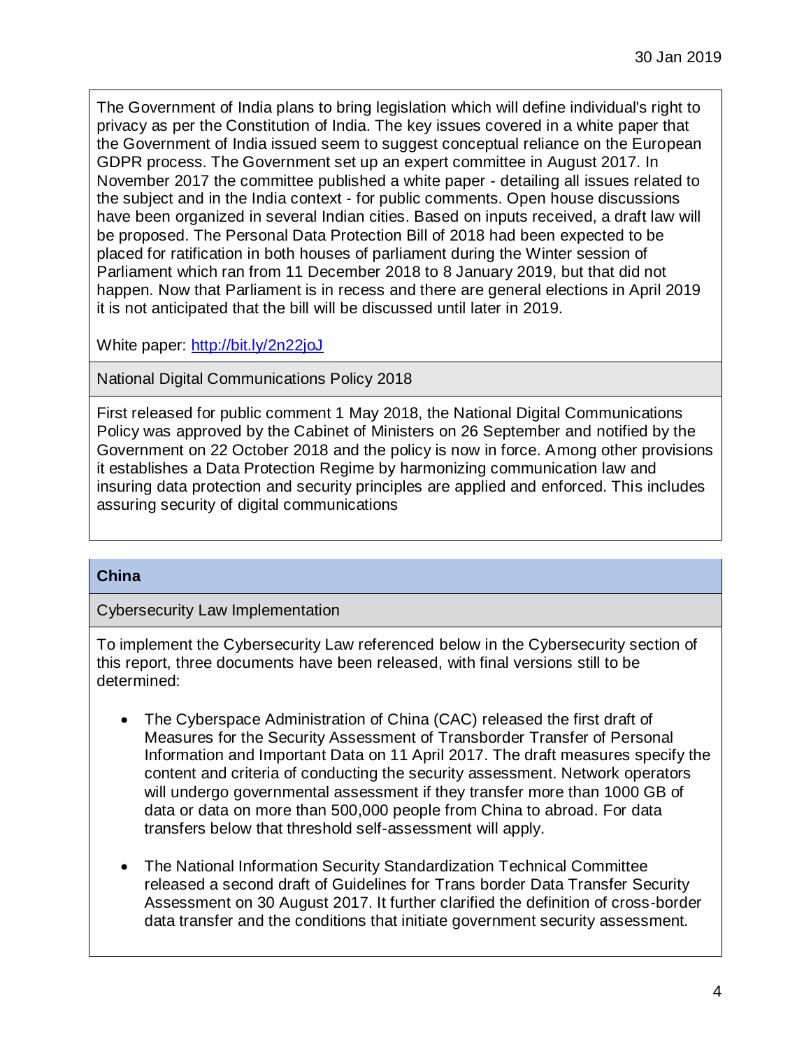The Government of India plans to bring legislation which will define individual's right to privacy as per the Constitution of India. The key issues covered in a white paper that the Government of India issued seem to suggest conceptual reliance on the European GDPR process. The Government set up an expert committee in August 2017. In November 2017 the committee published a white paper - detailing all issues related to the subject and in the India context - for public comments. Open house discussions have been organized in several Indian cities. Based on inputs received, a draft law will be proposed. The Personal Data Protection Bill of 2018 had been expected to be placed for ratification in both houses of parliament during the Winter session of Parliament which ran from 11 December 2018 to 8 January 2019, but that did not happen. Now that Parliament is in recess and there are general elections in April 2019 it is not anticipated that the bill will be discussed until later in 2019.

White paper: [http://bit.ly/2n22joJ](http://bit.ly/2n22joJ)

### National Digital Communications Policy 2018

First released for public comment 1 May 2018, the National Digital Communications Policy was approved by the Cabinet of Ministers on 26 September and notified by the Government on 22 October 2018 and the policy is now in force. Among other provisions it establishes a Data Protection Regime by harmonizing communication law and insuring data protection and security principles are applied and enforced. This includes assuring security of digital communications

## China

### Cybersecurity Law Implementation

To implement the Cybersecurity Law referenced below in the Cybersecurity section of this report, three documents have been released, with final versions still to be determined:

- The Cyberspace Administration of China (CAC) released the first draft of Measures for the Security Assessment of Transborder Transfer of Personal Information and Important Data on 11 April 2017. The draft measures specify the content and criteria of conducting the security assessment. Network operators will undergo governmental assessment if they transfer more than 1000 GB of data or data on more than 500,000 people from China to abroad. For data transfers below that threshold self-assessment will apply.

- The National Information Security Standardization Technical Committee released a second draft of Guidelines for Trans border Data Transfer Security Assessment on 30 August 2017. It further clarified the definition of cross-border data transfer and the conditions that initiate government security assessment.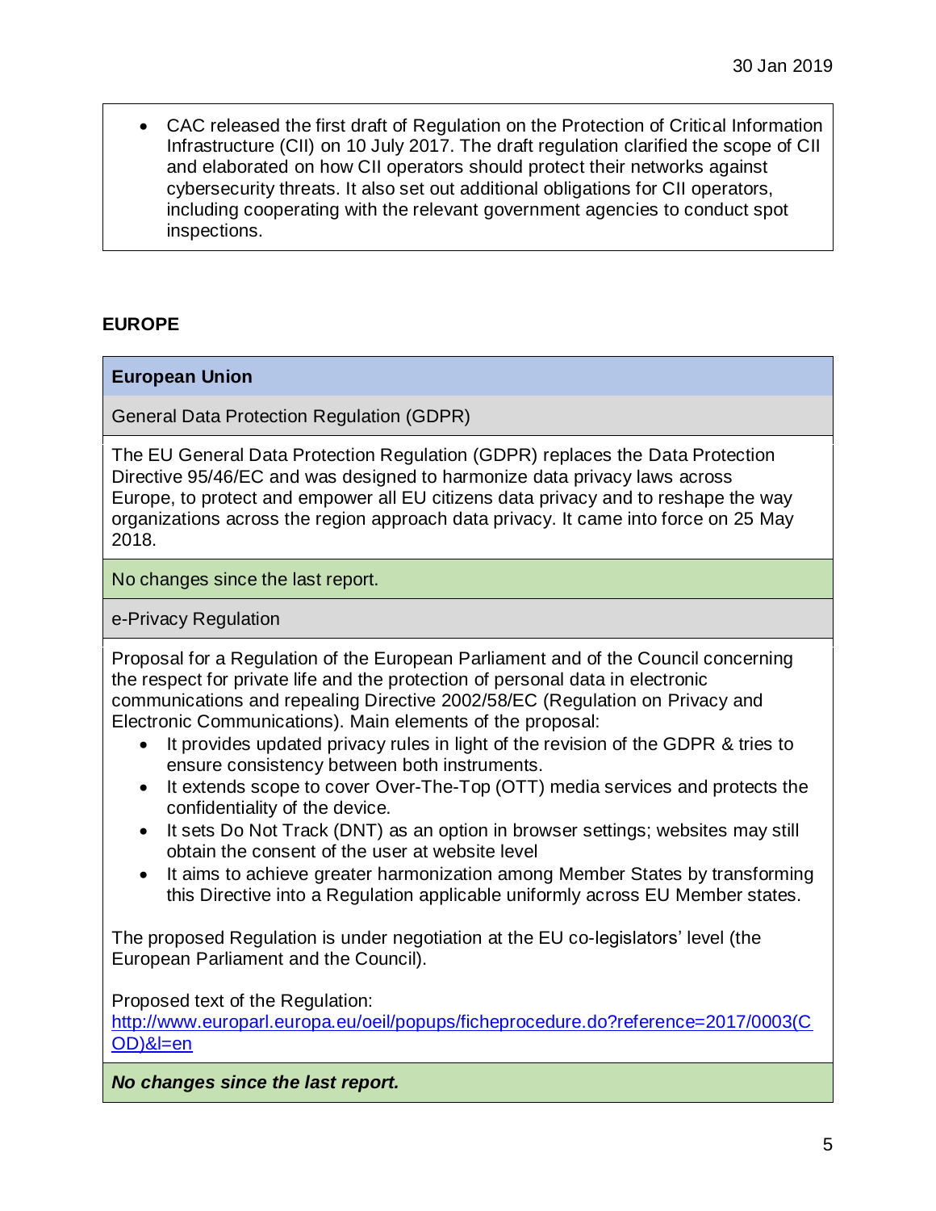- CAC released the first draft of Regulation on the Protection of Critical Information Infrastructure (CII) on 10 July 2017. The draft regulation clarified the scope of CII and elaborated on how CII operators should protect their networks against cybersecurity threats. It also set out additional obligations for CII operators, including cooperating with the relevant government agencies to conduct spot inspections.

## EUROPE

### European Union

#### General Data Protection Regulation (GDPR)

The EU General Data Protection Regulation (GDPR) replaces the Data Protection Directive 95/46/EC and was designed to harmonize data privacy laws across Europe, to protect and empower all EU citizens data privacy and to reshape the way organizations across the region approach data privacy. It came into force on 25 May 2018.

No changes since the last report.

#### e-Privacy Regulation

Proposal for a Regulation of the European Parliament and of the Council concerning the respect for private life and the protection of personal data in electronic communications and repealing Directive 2002/58/EC (Regulation on Privacy and Electronic Communications). Main elements of the proposal:

- It provides updated privacy rules in light of the revision of the GDPR & tries to ensure consistency between both instruments.
- It extends scope to cover Over-The-Top (OTT) media services and protects the confidentiality of the device.
- It sets Do Not Track (DNT) as an option in browser settings; websites may still obtain the consent of the user at website level
- It aims to achieve greater harmonization among Member States by transforming this Directive into a Regulation applicable uniformly across EU Member states.

The proposed Regulation is under negotiation at the EU co-legislators' level (the European Parliament and the Council).

Proposed text of the Regulation:
http://www.europarl.europa.eu/oeil/popups/ficheprocedure.do?reference=2017/0003(COD)&l=en

***No changes since the last report.***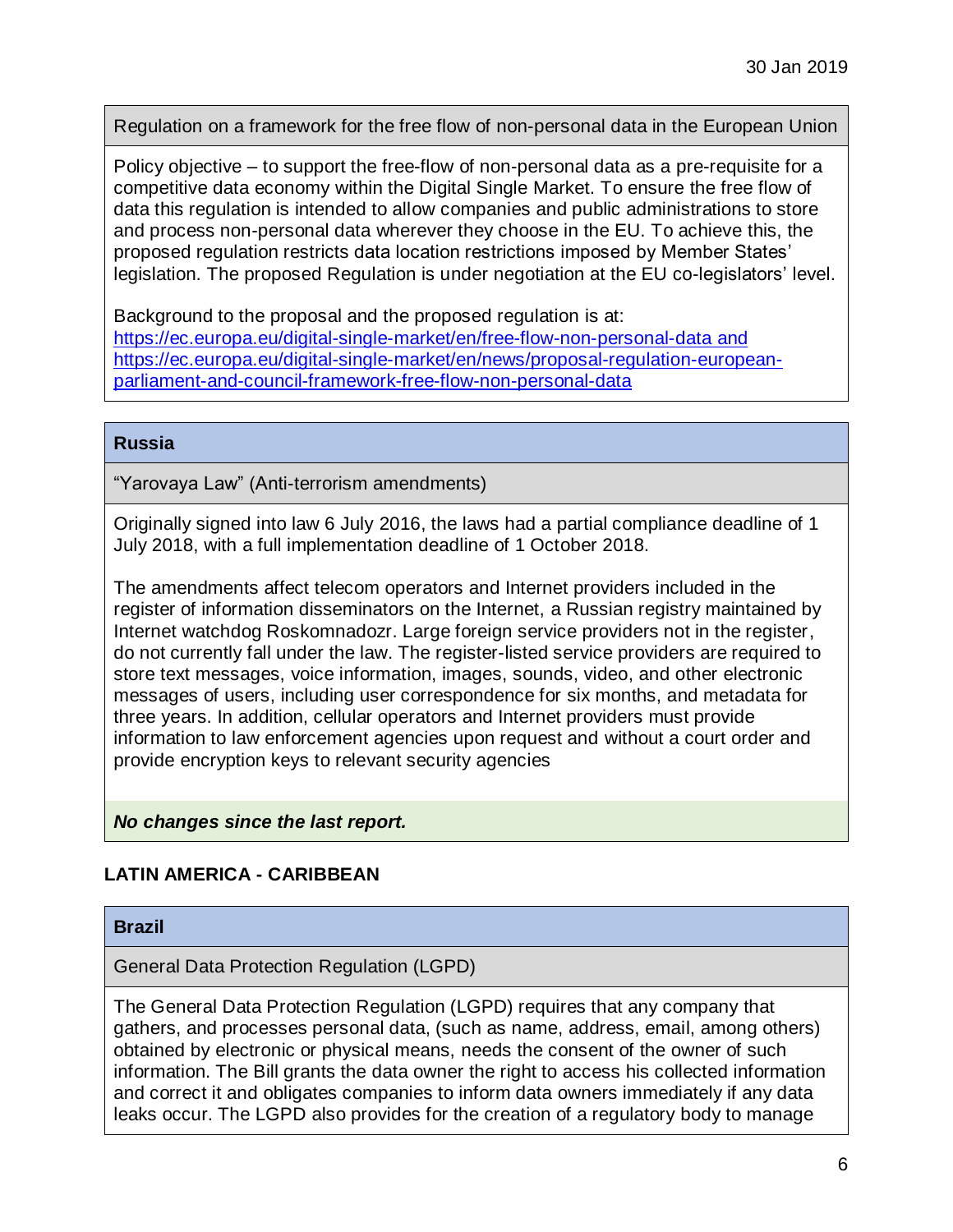30 Jan 2019

### Regulation on a framework for the free flow of non-personal data in the European Union

Policy objective – to support the free-flow of non-personal data as a pre-requisite for a competitive data economy within the Digital Single Market. To ensure the free flow of data this regulation is intended to allow companies and public administrations to store and process non-personal data wherever they choose in the EU. To achieve this, the proposed regulation restricts data location restrictions imposed by Member States' legislation. The proposed Regulation is under negotiation at the EU co-legislators' level.

Background to the proposal and the proposed regulation is at: https://ec.europa.eu/digital-single-market/en/free-flow-non-personal-data and https://ec.europa.eu/digital-single-market/en/news/proposal-regulation-european-parliament-and-council-framework-free-flow-non-personal-data

## Russia

### "Yarovaya Law" (Anti-terrorism amendments)

Originally signed into law 6 July 2016, the laws had a partial compliance deadline of 1 July 2018, with a full implementation deadline of 1 October 2018.

The amendments affect telecom operators and Internet providers included in the register of information disseminators on the Internet, a Russian registry maintained by Internet watchdog Roskomnadozr. Large foreign service providers not in the register, do not currently fall under the law. The register-listed service providers are required to store text messages, voice information, images, sounds, video, and other electronic messages of users, including user correspondence for six months, and metadata for three years. In addition, cellular operators and Internet providers must provide information to law enforcement agencies upon request and without a court order and provide encryption keys to relevant security agencies

***No changes since the last report.***

# LATIN AMERICA - CARIBBEAN

## Brazil

### General Data Protection Regulation (LGPD)

The General Data Protection Regulation (LGPD) requires that any company that gathers, and processes personal data, (such as name, address, email, among others) obtained by electronic or physical means, needs the consent of the owner of such information. The Bill grants the data owner the right to access his collected information and correct it and obligates companies to inform data owners immediately if any data leaks occur. The LGPD also provides for the creation of a regulatory body to manage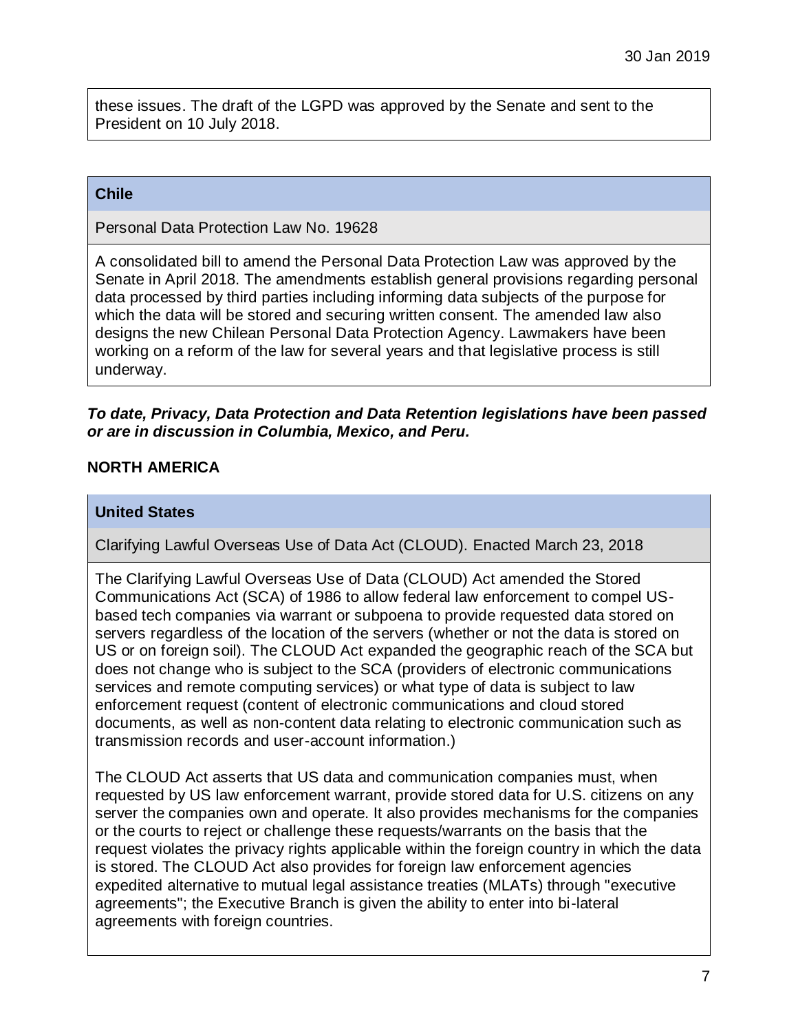these issues. The draft of the LGPD was approved by the Senate and sent to the President on 10 July 2018.

### Chile

Personal Data Protection Law No. 19628

A consolidated bill to amend the Personal Data Protection Law was approved by the Senate in April 2018. The amendments establish general provisions regarding personal data processed by third parties including informing data subjects of the purpose for which the data will be stored and securing written consent. The amended law also designs the new Chilean Personal Data Protection Agency. Lawmakers have been working on a reform of the law for several years and that legislative process is still underway.

***To date, Privacy, Data Protection and Data Retention legislations have been passed or are in discussion in Columbia, Mexico, and Peru.***

## NORTH AMERICA

### United States

Clarifying Lawful Overseas Use of Data Act (CLOUD). Enacted March 23, 2018

The Clarifying Lawful Overseas Use of Data (CLOUD) Act amended the Stored Communications Act (SCA) of 1986 to allow federal law enforcement to compel US-based tech companies via warrant or subpoena to provide requested data stored on servers regardless of the location of the servers (whether or not the data is stored on US or on foreign soil). The CLOUD Act expanded the geographic reach of the SCA but does not change who is subject to the SCA (providers of electronic communications services and remote computing services) or what type of data is subject to law enforcement request (content of electronic communications and cloud stored documents, as well as non-content data relating to electronic communication such as transmission records and user-account information.)

The CLOUD Act asserts that US data and communication companies must, when requested by US law enforcement warrant, provide stored data for U.S. citizens on any server the companies own and operate. It also provides mechanisms for the companies or the courts to reject or challenge these requests/warrants on the basis that the request violates the privacy rights applicable within the foreign country in which the data is stored. The CLOUD Act also provides for foreign law enforcement agencies expedited alternative to mutual legal assistance treaties (MLATs) through "executive agreements"; the Executive Branch is given the ability to enter into bi-lateral agreements with foreign countries.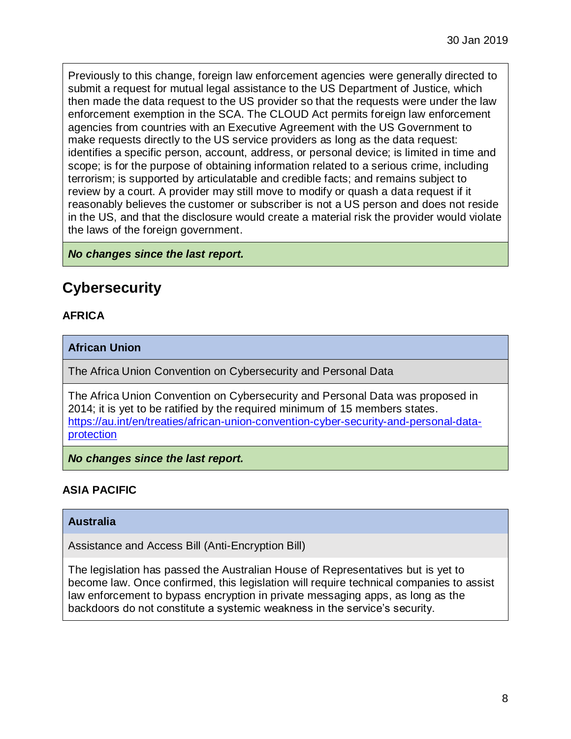Previously to this change, foreign law enforcement agencies were generally directed to submit a request for mutual legal assistance to the US Department of Justice, which then made the data request to the US provider so that the requests were under the law enforcement exemption in the SCA. The CLOUD Act permits foreign law enforcement agencies from countries with an Executive Agreement with the US Government to make requests directly to the US service providers as long as the data request: identifies a specific person, account, address, or personal device; is limited in time and scope; is for the purpose of obtaining information related to a serious crime, including terrorism; is supported by articulatable and credible facts; and remains subject to review by a court. A provider may still move to modify or quash a data request if it reasonably believes the customer or subscriber is not a US person and does not reside in the US, and that the disclosure would create a material risk the provider would violate the laws of the foreign government.

***No changes since the last report.***

## Cybersecurity

### AFRICA

**African Union**

The Africa Union Convention on Cybersecurity and Personal Data

The Africa Union Convention on Cybersecurity and Personal Data was proposed in 2014; it is yet to be ratified by the required minimum of 15 members states. https://au.int/en/treaties/african-union-convention-cyber-security-and-personal-data-protection

***No changes since the last report.***

### ASIA PACIFIC

**Australia**

Assistance and Access Bill (Anti-Encryption Bill)

The legislation has passed the Australian House of Representatives but is yet to become law. Once confirmed, this legislation will require technical companies to assist law enforcement to bypass encryption in private messaging apps, as long as the backdoors do not constitute a systemic weakness in the service's security.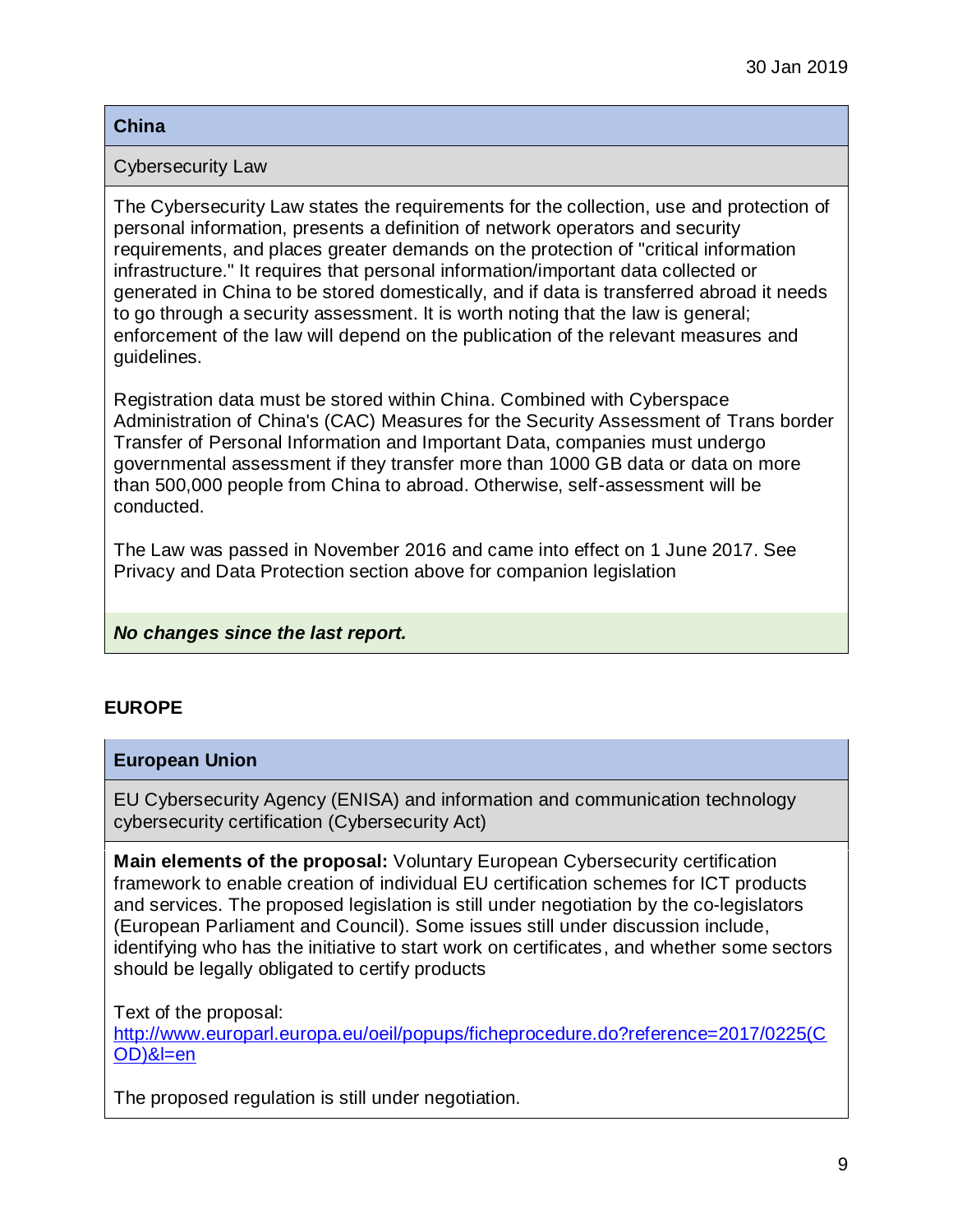30 Jan 2019

### China

**Cybersecurity Law**

The Cybersecurity Law states the requirements for the collection, use and protection of personal information, presents a definition of network operators and security requirements, and places greater demands on the protection of "critical information infrastructure." It requires that personal information/important data collected or generated in China to be stored domestically, and if data is transferred abroad it needs to go through a security assessment. It is worth noting that the law is general; enforcement of the law will depend on the publication of the relevant measures and guidelines.

Registration data must be stored within China. Combined with Cyberspace Administration of China's (CAC) Measures for the Security Assessment of Trans border Transfer of Personal Information and Important Data, companies must undergo governmental assessment if they transfer more than 1000 GB data or data on more than 500,000 people from China to abroad. Otherwise, self-assessment will be conducted.

The Law was passed in November 2016 and came into effect on 1 June 2017. See Privacy and Data Protection section above for companion legislation

***No changes since the last report.***

## EUROPE

### European Union

**EU Cybersecurity Agency (ENISA) and information and communication technology cybersecurity certification (Cybersecurity Act)**

**Main elements of the proposal:** Voluntary European Cybersecurity certification framework to enable creation of individual EU certification schemes for ICT products and services. The proposed legislation is still under negotiation by the co-legislators (European Parliament and Council). Some issues still under discussion include, identifying who has the initiative to start work on certificates, and whether some sectors should be legally obligated to certify products

Text of the proposal:
http://www.europarl.europa.eu/oeil/popups/ficheprocedure.do?reference=2017/0225(COD)&l=en

The proposed regulation is still under negotiation.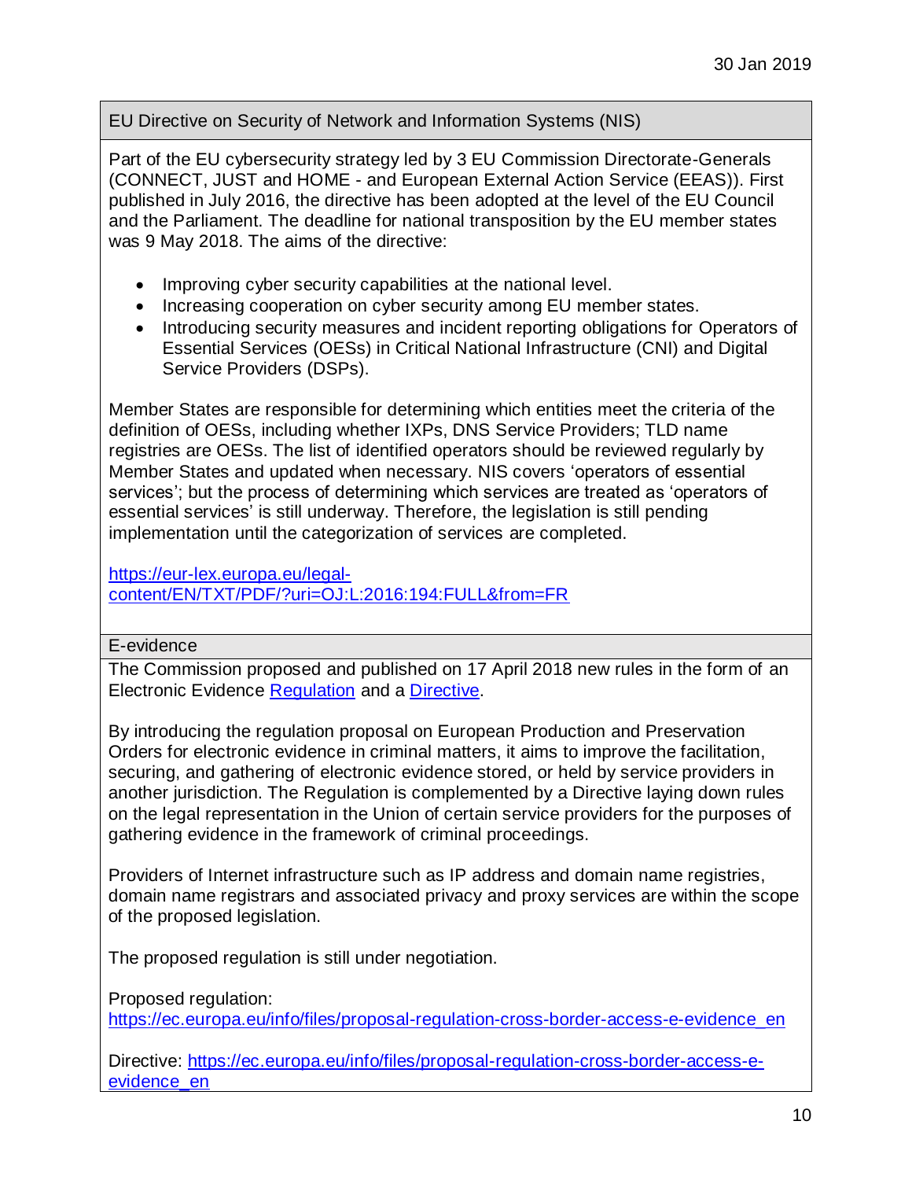30 Jan 2019

## EU Directive on Security of Network and Information Systems (NIS)

Part of the EU cybersecurity strategy led by 3 EU Commission Directorate-Generals (CONNECT, JUST and HOME - and European External Action Service (EEAS)). First published in July 2016, the directive has been adopted at the level of the EU Council and the Parliament. The deadline for national transposition by the EU member states was 9 May 2018. The aims of the directive:

- Improving cyber security capabilities at the national level.
- Increasing cooperation on cyber security among EU member states.
- Introducing security measures and incident reporting obligations for Operators of Essential Services (OESs) in Critical National Infrastructure (CNI) and Digital Service Providers (DSPs).

Member States are responsible for determining which entities meet the criteria of the definition of OESs, including whether IXPs, DNS Service Providers; TLD name registries are OESs. The list of identified operators should be reviewed regularly by Member States and updated when necessary. NIS covers 'operators of essential services'; but the process of determining which services are treated as 'operators of essential services' is still underway. Therefore, the legislation is still pending implementation until the categorization of services are completed.

https://eur-lex.europa.eu/legal-content/EN/TXT/PDF/?uri=OJ:L:2016:194:FULL&from=FR

## E-evidence

The Commission proposed and published on 17 April 2018 new rules in the form of an Electronic Evidence Regulation and a Directive.

By introducing the regulation proposal on European Production and Preservation Orders for electronic evidence in criminal matters, it aims to improve the facilitation, securing, and gathering of electronic evidence stored, or held by service providers in another jurisdiction. The Regulation is complemented by a Directive laying down rules on the legal representation in the Union of certain service providers for the purposes of gathering evidence in the framework of criminal proceedings.

Providers of Internet infrastructure such as IP address and domain name registries, domain name registrars and associated privacy and proxy services are within the scope of the proposed legislation.

The proposed regulation is still under negotiation.

Proposed regulation:
https://ec.europa.eu/info/files/proposal-regulation-cross-border-access-e-evidence_en

Directive: https://ec.europa.eu/info/files/proposal-regulation-cross-border-access-e-evidence_en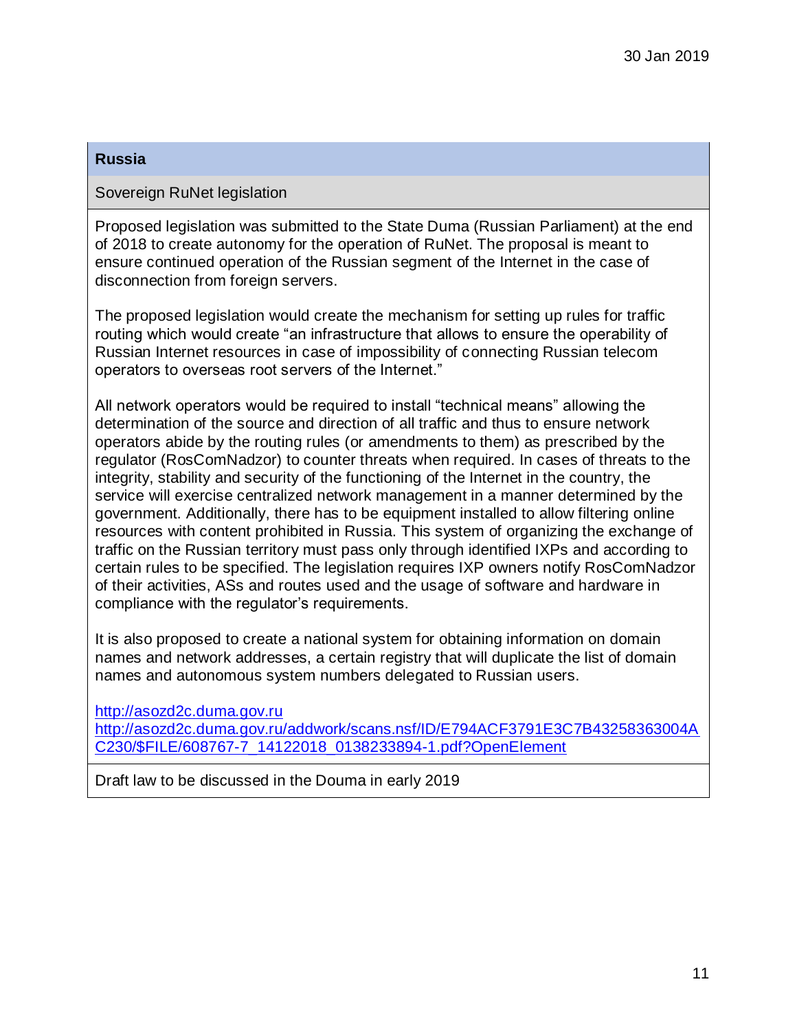30 Jan 2019

| **Russia** |
| --- |
| Sovereign RuNet legislation |
| Proposed legislation was submitted to the State Duma (Russian Parliament) at the end of 2018 to create autonomy for the operation of RuNet. The proposal is meant to ensure continued operation of the Russian segment of the Internet in the case of disconnection from foreign servers.<br><br>The proposed legislation would create the mechanism for setting up rules for traffic routing which would create "an infrastructure that allows to ensure the operability of Russian Internet resources in case of impossibility of connecting Russian telecom operators to overseas root servers of the Internet."<br><br>All network operators would be required to install "technical means" allowing the determination of the source and direction of all traffic and thus to ensure network operators abide by the routing rules (or amendments to them) as prescribed by the regulator (RosComNadzor) to counter threats when required. In cases of threats to the integrity, stability and security of the functioning of the Internet in the country, the service will exercise centralized network management in a manner determined by the government. Additionally, there has to be equipment installed to allow filtering online resources with content prohibited in Russia. This system of organizing the exchange of traffic on the Russian territory must pass only through identified IXPs and according to certain rules to be specified. The legislation requires IXP owners notify RosComNadzor of their activities, ASs and routes used and the usage of software and hardware in compliance with the regulator's requirements.<br><br>It is also proposed to create a national system for obtaining information on domain names and network addresses, a certain registry that will duplicate the list of domain names and autonomous system numbers delegated to Russian users.<br><br>http://asozd2c.duma.gov.ru<br>http://asozd2c.duma.gov.ru/addwork/scans.nsf/ID/E794ACF3791E3C7B43258363004AC230/$FILE/608767-7_14122018_0138233894-1.pdf?OpenElement |
| Draft law to be discussed in the Douma in early 2019 |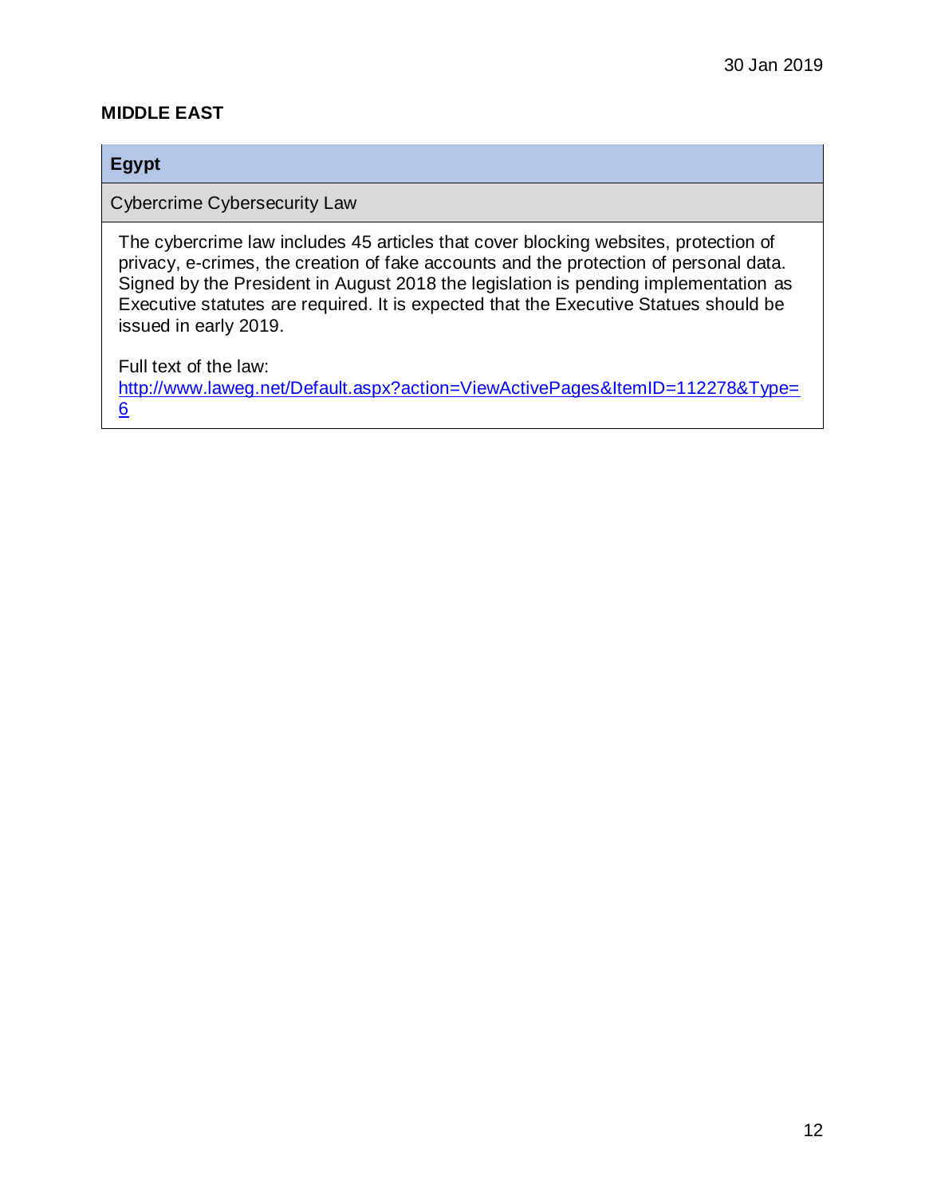**MIDDLE EAST**

| Egypt |
| --- |
| Cybercrime Cybersecurity Law |
| The cybercrime law includes 45 articles that cover blocking websites, protection of privacy, e-crimes, the creation of fake accounts and the protection of personal data. Signed by the President in August 2018 the legislation is pending implementation as Executive statutes are required. It is expected that the Executive Statues should be issued in early 2019.<br><br>Full text of the law:<br>[http://www.laweg.net/Default.aspx?action=ViewActivePages&ItemID=112278&Type=6](http://www.laweg.net/Default.aspx?action=ViewActivePages&ItemID=112278&Type=6) |